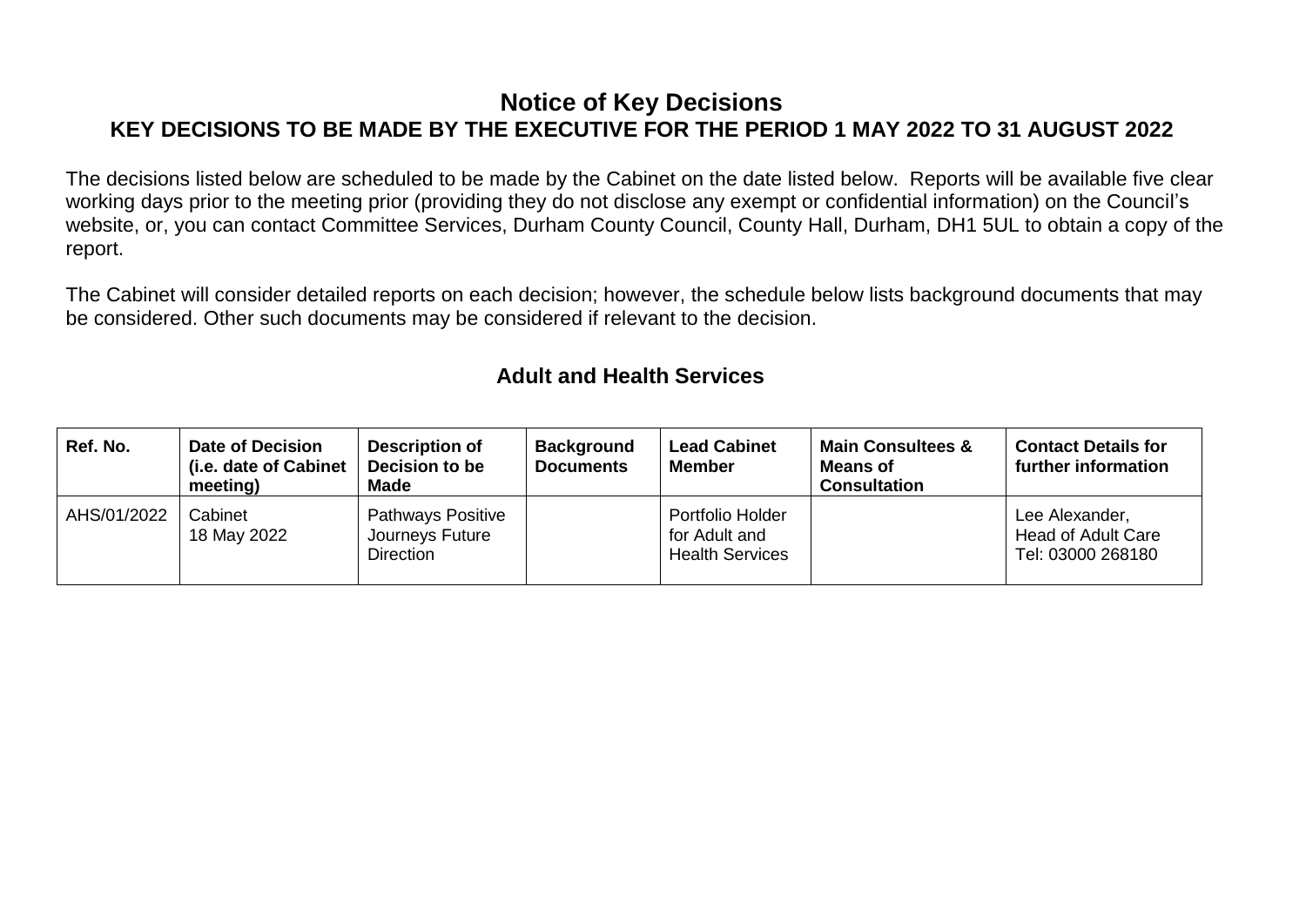# Notice of Key Decisions

## KEY DECISIONS TO BE MADE BY THE EXECUTIVE FOR THE PERIOD 1 MAY 2022 TO 31 AUGUST 2022

The decisions listed below are scheduled to be made by the Cabinet on the date listed below. Reports will be available five clear working days prior to the meeting prior (providing they do not disclose any exempt or confidential information) on the Council's website, or, you can contact Committee Services, Durham County Council, County Hall, Durham, DH1 5UL to obtain a copy of the report.

The Cabinet will consider detailed reports on each decision; however, the schedule below lists background documents that may be considered. Other such documents may be considered if relevant to the decision.

## Adult and Health Services

| Ref. No. | Date of Decision (i.e. date of Cabinet meeting) | Description of Decision to be Made | Background Documents | Lead Cabinet Member | Main Consultees & Means of Consultation | Contact Details for further information |
|---|---|---|---|---|---|---|
| AHS/01/2022 | Cabinet 18 May 2022 | Pathways Positive Journeys Future Direction | | Portfolio Holder for Adult and Health Services | | Lee Alexander, Head of Adult Care Tel: 03000 268180 |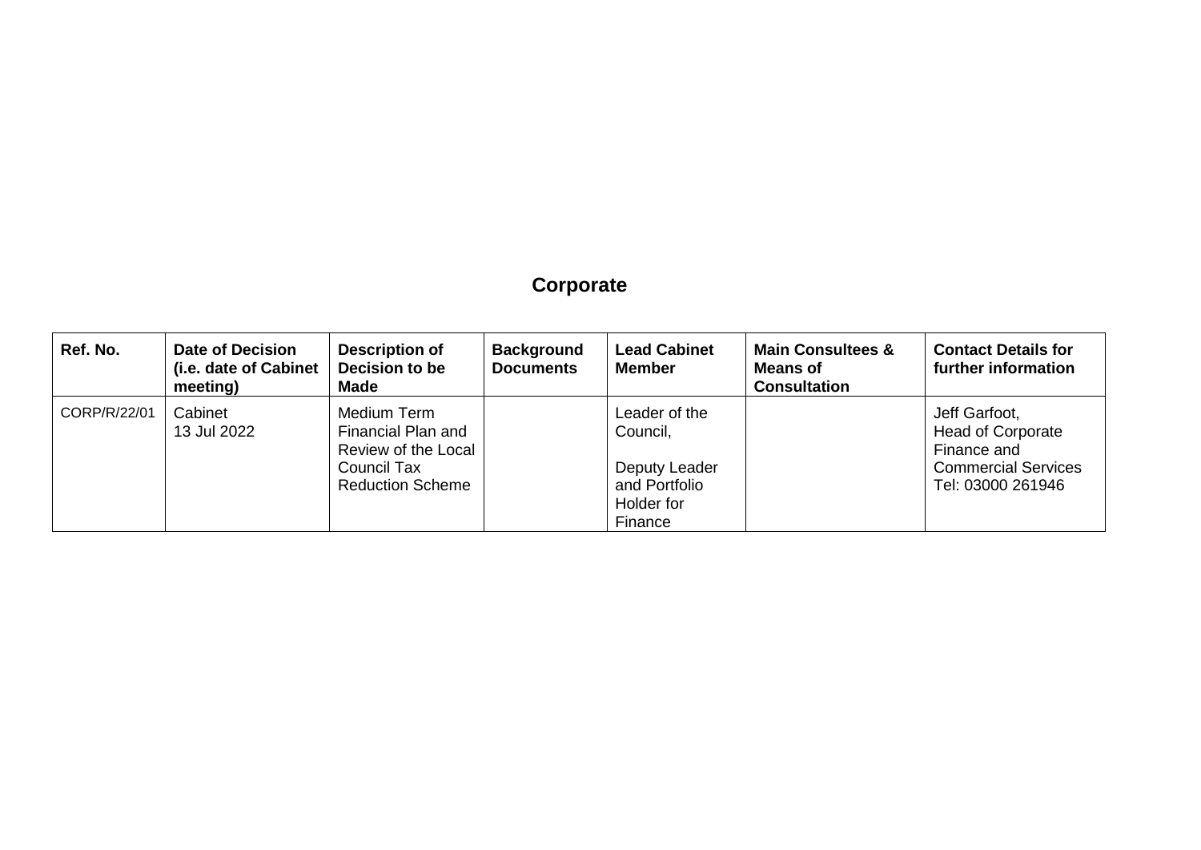## Corporate

| Ref. No. | Date of Decision (i.e. date of Cabinet meeting) | Description of Decision to be Made | Background Documents | Lead Cabinet Member | Main Consultees & Means of Consultation | Contact Details for further information |
|---|---|---|---|---|---|---|
| CORP/R/22/01 | Cabinet 13 Jul 2022 | Medium Term Financial Plan and Review of the Local Council Tax Reduction Scheme | | Leader of the Council, Deputy Leader and Portfolio Holder for Finance | | Jeff Garfoot, Head of Corporate Finance and Commercial Services Tel: 03000 261946 |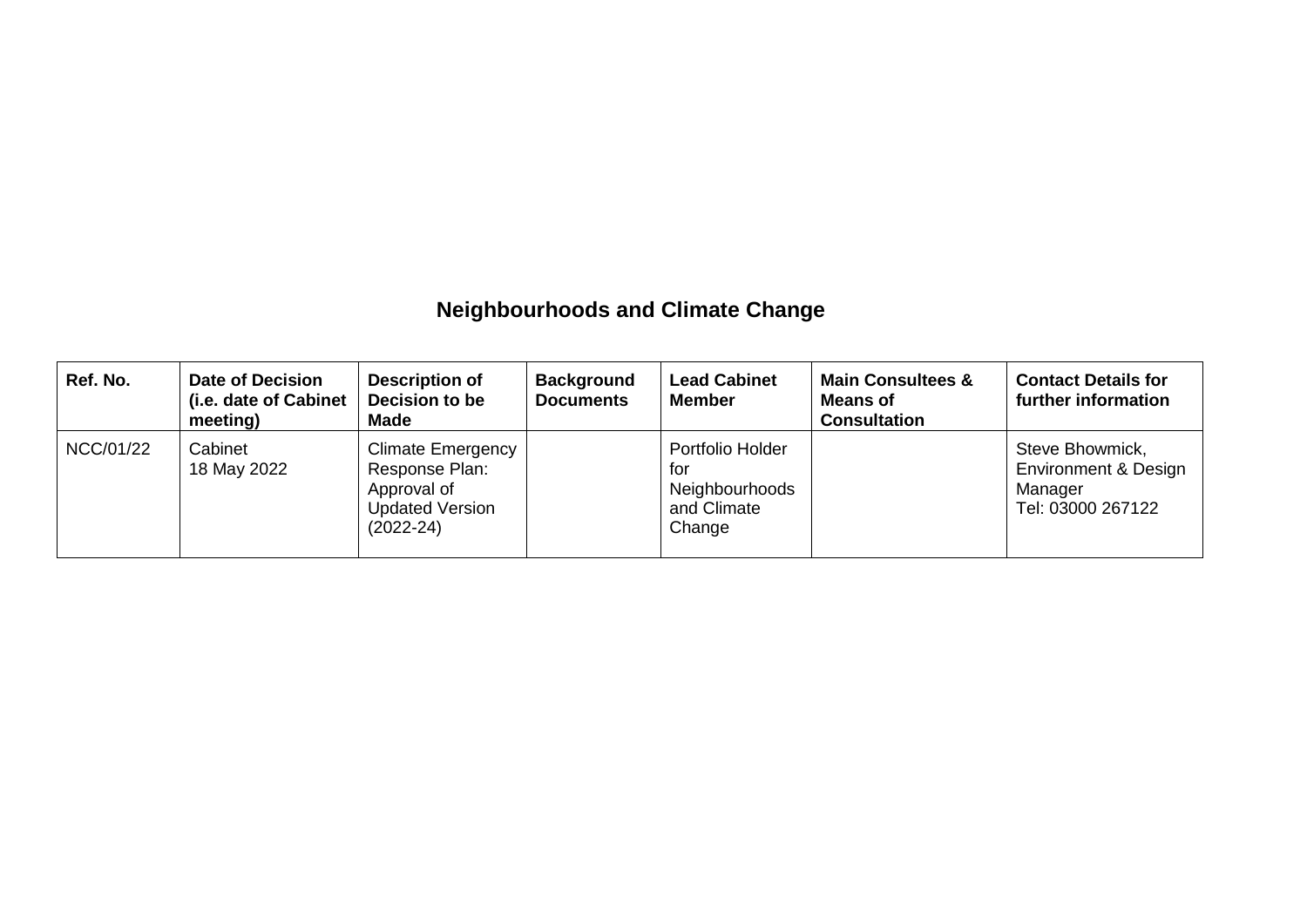## Neighbourhoods and Climate Change

| Ref. No. | Date of Decision (i.e. date of Cabinet meeting) | Description of Decision to be Made | Background Documents | Lead Cabinet Member | Main Consultees & Means of Consultation | Contact Details for further information |
| --- | --- | --- | --- | --- | --- | --- |
| NCC/01/22 | Cabinet 18 May 2022 | Climate Emergency Response Plan: Approval of Updated Version (2022-24) | | Portfolio Holder for Neighbourhoods and Climate Change | | Steve Bhowmick, Environment & Design Manager Tel: 03000 267122 |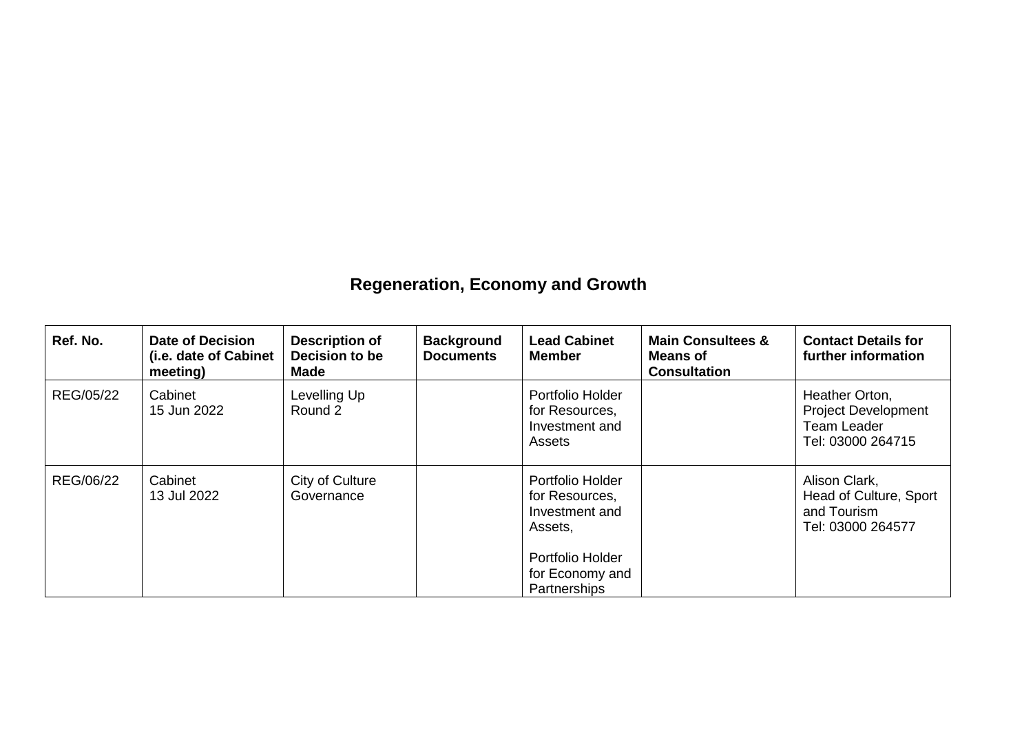## Regeneration, Economy and Growth

| Ref. No. | Date of Decision (i.e. date of Cabinet meeting) | Description of Decision to be Made | Background Documents | Lead Cabinet Member | Main Consultees & Means of Consultation | Contact Details for further information |
|---|---|---|---|---|---|---|
| REG/05/22 | Cabinet 15 Jun 2022 | Levelling Up Round 2 | | Portfolio Holder for Resources, Investment and Assets | | Heather Orton, Project Development Team Leader Tel: 03000 264715 |
| REG/06/22 | Cabinet 13 Jul 2022 | City of Culture Governance | | Portfolio Holder for Resources, Investment and Assets, Portfolio Holder for Economy and Partnerships | | Alison Clark, Head of Culture, Sport and Tourism Tel: 03000 264577 |